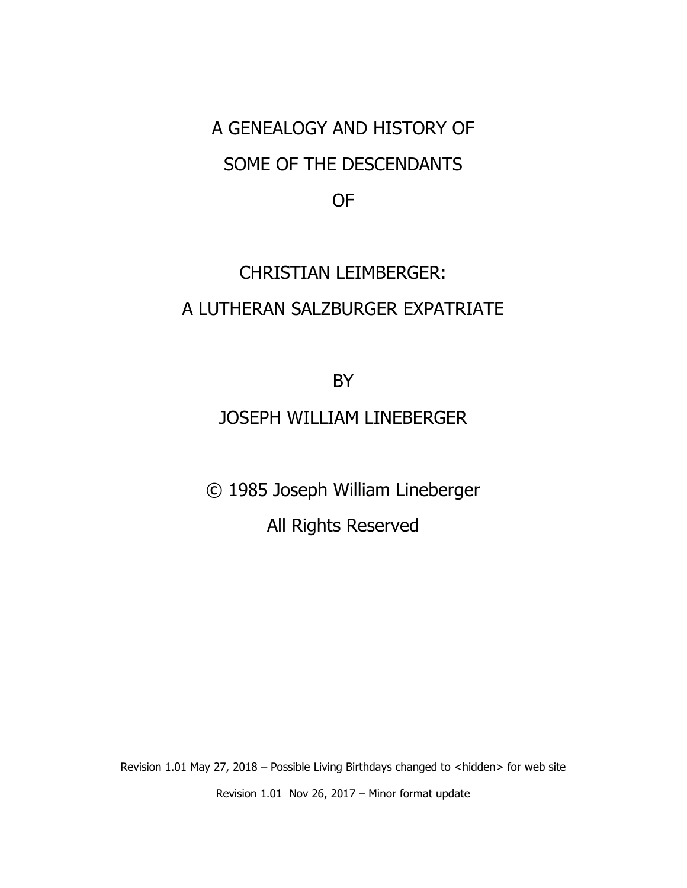# A GENEALOGY AND HISTORY OF SOME OF THE DESCENDANTS OF

# CHRISTIAN LEIMBERGER: A LUTHERAN SALZBURGER EXPATRIATE

BY

JOSEPH WILLIAM LINEBERGER

© 1985 Joseph William Lineberger

All Rights Reserved

Revision 1.01 May 27, 2018 – Possible Living Birthdays changed to <hidden> for web site

Revision 1.01 Nov 26, 2017 – Minor format update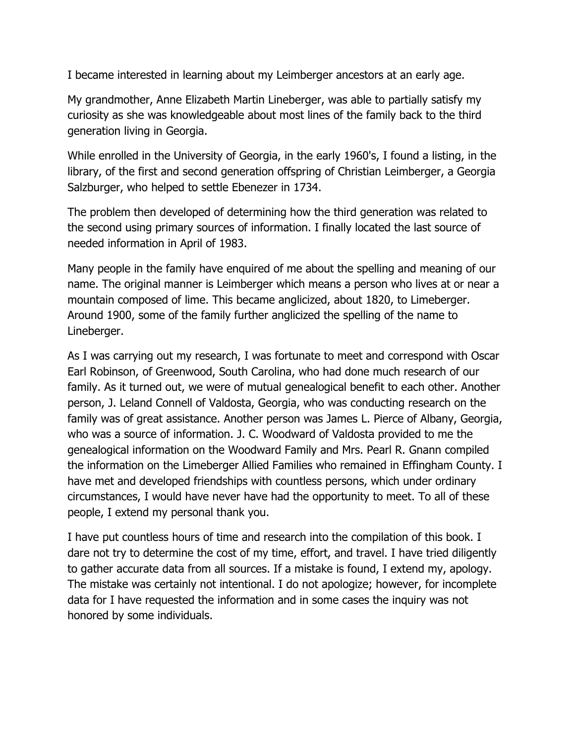I became interested in learning about my Leimberger ancestors at an early age.

My grandmother, Anne Elizabeth Martin Lineberger, was able to partially satisfy my curiosity as she was knowledgeable about most lines of the family back to the third generation living in Georgia.

While enrolled in the University of Georgia, in the early 1960's, I found a listing, in the library, of the first and second generation offspring of Christian Leimberger, a Georgia Salzburger, who helped to settle Ebenezer in 1734.

The problem then developed of determining how the third generation was related to the second using primary sources of information. I finally located the last source of needed information in April of 1983.

Many people in the family have enquired of me about the spelling and meaning of our name. The original manner is Leimberger which means a person who lives at or near a mountain composed of lime. This became anglicized, about 1820, to Limeberger. Around 1900, some of the family further anglicized the spelling of the name to Lineberger.

As I was carrying out my research, I was fortunate to meet and correspond with Oscar Earl Robinson, of Greenwood, South Carolina, who had done much research of our family. As it turned out, we were of mutual genealogical benefit to each other. Another person, J. Leland Connell of Valdosta, Georgia, who was conducting research on the family was of great assistance. Another person was James L. Pierce of Albany, Georgia, who was a source of information. J. C. Woodward of Valdosta provided to me the genealogical information on the Woodward Family and Mrs. Pearl R. Gnann compiled the information on the Limeberger Allied Families who remained in Effingham County. I have met and developed friendships with countless persons, which under ordinary circumstances, I would have never have had the opportunity to meet. To all of these people, I extend my personal thank you.

I have put countless hours of time and research into the compilation of this book. I dare not try to determine the cost of my time, effort, and travel. I have tried diligently to gather accurate data from all sources. If a mistake is found, I extend my, apology. The mistake was certainly not intentional. I do not apologize; however, for incomplete data for I have requested the information and in some cases the inquiry was not honored by some individuals.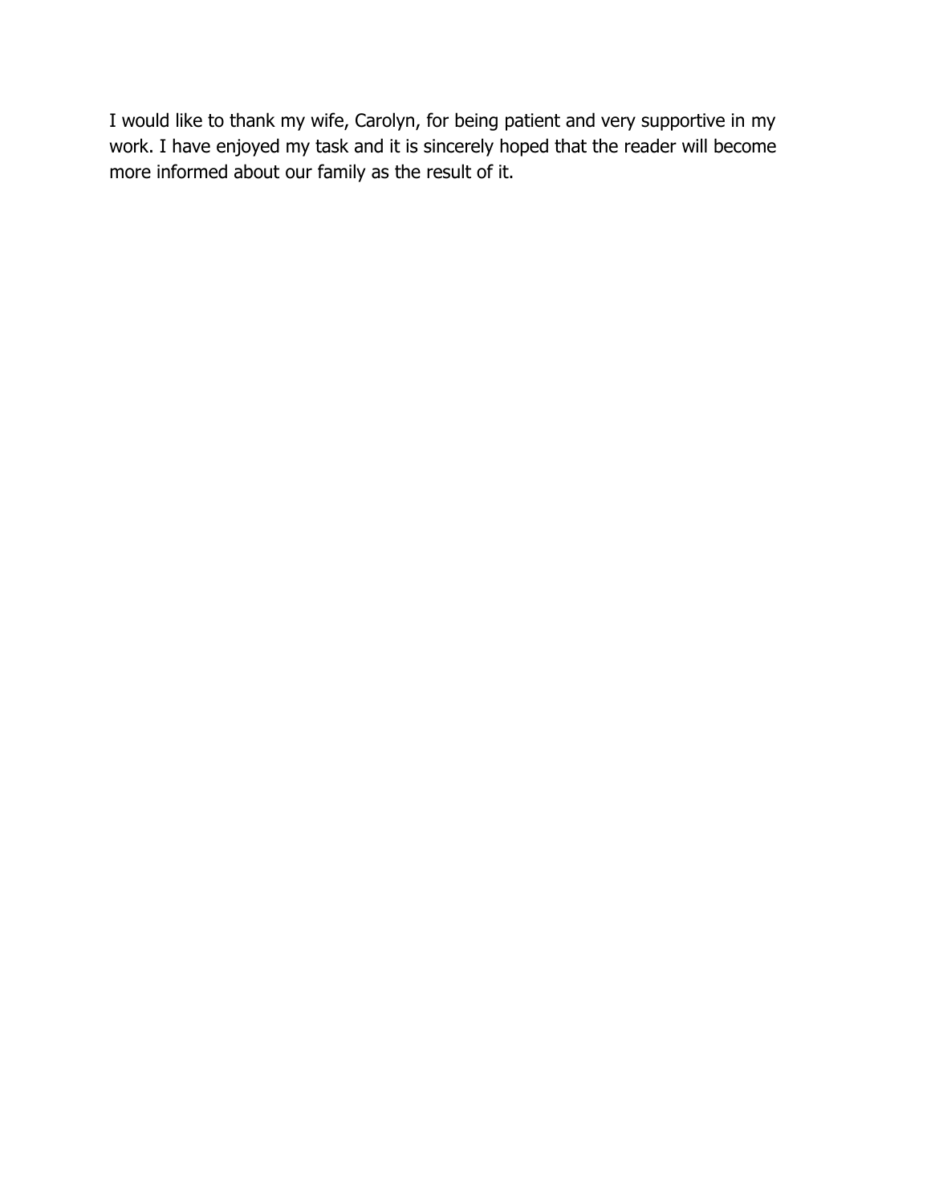I would like to thank my wife, Carolyn, for being patient and very supportive in my work. I have enjoyed my task and it is sincerely hoped that the reader will become more informed about our family as the result of it.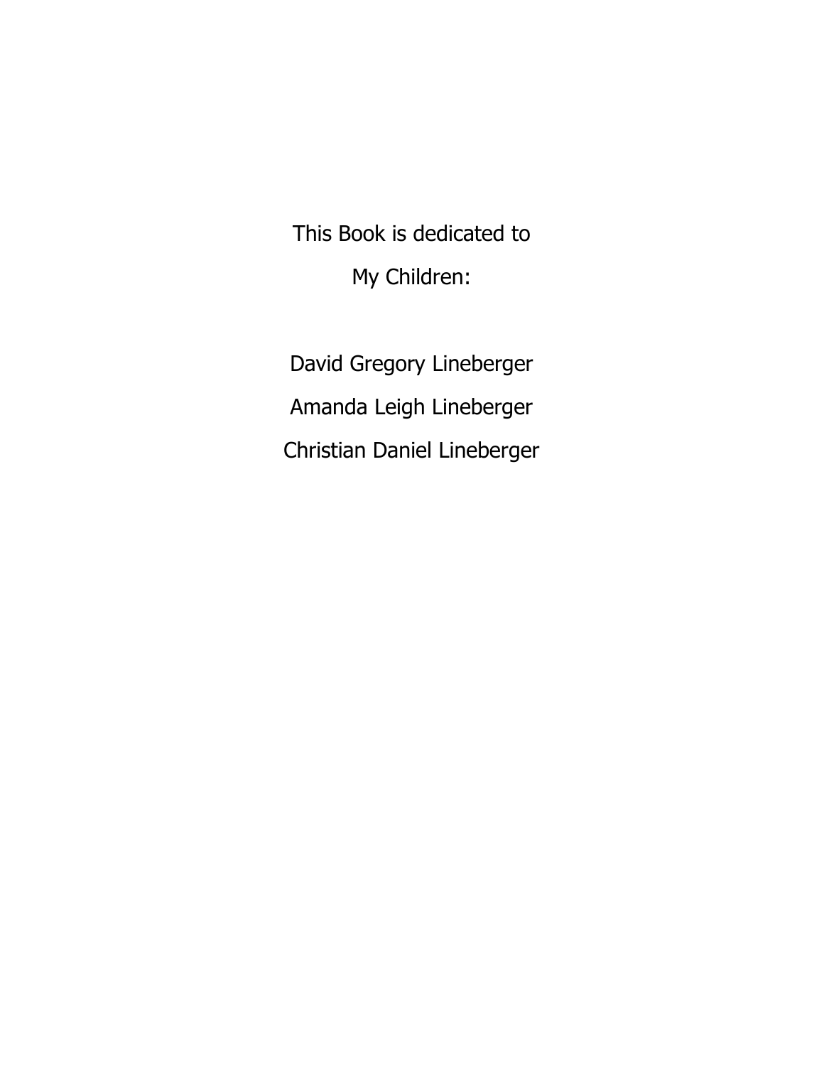This Book is dedicated to

My Children:

David Gregory Lineberger

Amanda Leigh Lineberger

Christian Daniel Lineberger